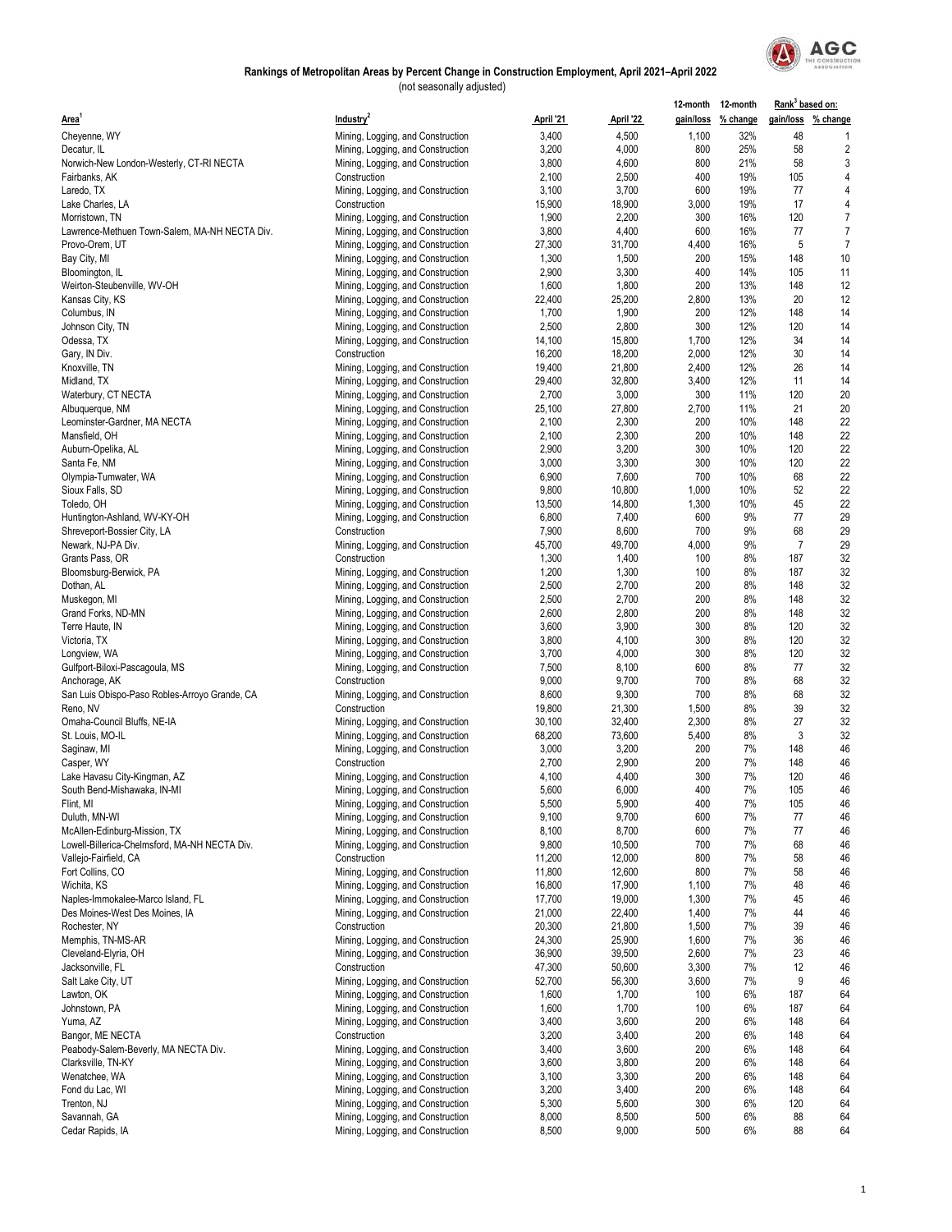## Rankings of Metropolitan Areas by Percent Change in Construction Employment, April 2021–April 2022

(not seasonally adjusted)

| Area[1] | Industry[2] | April '21 | April '22 | 12-month gain/loss | 12-month % change | Rank[3] based on: gain/loss | Rank[3] based on: % change |
|---|---|---|---|---|---|---|---|
| Cheyenne, WY | Mining, Logging, and Construction | 3,400 | 4,500 | 1,100 | 32% | 48 | 1 |
| Decatur, IL | Mining, Logging, and Construction | 3,200 | 4,000 | 800 | 25% | 58 | 2 |
| Norwich-New London-Westerly, CT-RI NECTA | Mining, Logging, and Construction | 3,800 | 4,600 | 800 | 21% | 58 | 3 |
| Fairbanks, AK | Construction | 2,100 | 2,500 | 400 | 19% | 105 | 4 |
| Laredo, TX | Mining, Logging, and Construction | 3,100 | 3,700 | 600 | 19% | 77 | 4 |
| Lake Charles, LA | Construction | 15,900 | 18,900 | 3,000 | 19% | 17 | 4 |
| Morristown, TN | Mining, Logging, and Construction | 1,900 | 2,200 | 300 | 16% | 120 | 7 |
| Lawrence-Methuen Town-Salem, MA-NH NECTA Div. | Mining, Logging, and Construction | 3,800 | 4,400 | 600 | 16% | 77 | 7 |
| Provo-Orem, UT | Mining, Logging, and Construction | 27,300 | 31,700 | 4,400 | 16% | 5 | 7 |
| Bay City, MI | Mining, Logging, and Construction | 1,300 | 1,500 | 200 | 15% | 148 | 10 |
| Bloomington, IL | Mining, Logging, and Construction | 2,900 | 3,300 | 400 | 14% | 105 | 11 |
| Weirton-Steubenville, WV-OH | Mining, Logging, and Construction | 1,600 | 1,800 | 200 | 13% | 148 | 12 |
| Kansas City, KS | Mining, Logging, and Construction | 22,400 | 25,200 | 2,800 | 13% | 20 | 12 |
| Columbus, IN | Mining, Logging, and Construction | 1,700 | 1,900 | 200 | 12% | 148 | 14 |
| Johnson City, TN | Mining, Logging, and Construction | 2,500 | 2,800 | 300 | 12% | 120 | 14 |
| Odessa, TX | Mining, Logging, and Construction | 14,100 | 15,800 | 1,700 | 12% | 34 | 14 |
| Gary, IN Div. | Construction | 16,200 | 18,200 | 2,000 | 12% | 30 | 14 |
| Knoxville, TN | Mining, Logging, and Construction | 19,400 | 21,800 | 2,400 | 12% | 26 | 14 |
| Midland, TX | Mining, Logging, and Construction | 29,400 | 32,800 | 3,400 | 12% | 11 | 14 |
| Waterbury, CT NECTA | Mining, Logging, and Construction | 2,700 | 3,000 | 300 | 11% | 120 | 20 |
| Albuquerque, NM | Mining, Logging, and Construction | 25,100 | 27,800 | 2,700 | 11% | 21 | 20 |
| Leominster-Gardner, MA NECTA | Mining, Logging, and Construction | 2,100 | 2,300 | 200 | 10% | 148 | 22 |
| Mansfield, OH | Mining, Logging, and Construction | 2,100 | 2,300 | 200 | 10% | 148 | 22 |
| Auburn-Opelika, AL | Mining, Logging, and Construction | 2,900 | 3,200 | 300 | 10% | 120 | 22 |
| Santa Fe, NM | Mining, Logging, and Construction | 3,000 | 3,300 | 300 | 10% | 120 | 22 |
| Olympia-Tumwater, WA | Mining, Logging, and Construction | 6,900 | 7,600 | 700 | 10% | 68 | 22 |
| Sioux Falls, SD | Mining, Logging, and Construction | 9,800 | 10,800 | 1,000 | 10% | 52 | 22 |
| Toledo, OH | Mining, Logging, and Construction | 13,500 | 14,800 | 1,300 | 10% | 45 | 22 |
| Huntington-Ashland, WV-KY-OH | Mining, Logging, and Construction | 6,800 | 7,400 | 600 | 9% | 77 | 29 |
| Shreveport-Bossier City, LA | Construction | 7,900 | 8,600 | 700 | 9% | 68 | 29 |
| Newark, NJ-PA Div. | Mining, Logging, and Construction | 45,700 | 49,700 | 4,000 | 9% | 7 | 29 |
| Grants Pass, OR | Construction | 1,300 | 1,400 | 100 | 8% | 187 | 32 |
| Bloomsburg-Berwick, PA | Mining, Logging, and Construction | 1,200 | 1,300 | 100 | 8% | 187 | 32 |
| Dothan, AL | Mining, Logging, and Construction | 2,500 | 2,700 | 200 | 8% | 148 | 32 |
| Muskegon, MI | Mining, Logging, and Construction | 2,500 | 2,700 | 200 | 8% | 148 | 32 |
| Grand Forks, ND-MN | Mining, Logging, and Construction | 2,600 | 2,800 | 200 | 8% | 148 | 32 |
| Terre Haute, IN | Mining, Logging, and Construction | 3,600 | 3,900 | 300 | 8% | 120 | 32 |
| Victoria, TX | Mining, Logging, and Construction | 3,800 | 4,100 | 300 | 8% | 120 | 32 |
| Longview, WA | Mining, Logging, and Construction | 3,700 | 4,000 | 300 | 8% | 120 | 32 |
| Gulfport-Biloxi-Pascagoula, MS | Mining, Logging, and Construction | 7,500 | 8,100 | 600 | 8% | 77 | 32 |
| Anchorage, AK | Construction | 9,000 | 9,700 | 700 | 8% | 68 | 32 |
| San Luis Obispo-Paso Robles-Arroyo Grande, CA | Mining, Logging, and Construction | 8,600 | 9,300 | 700 | 8% | 68 | 32 |
| Reno, NV | Construction | 19,800 | 21,300 | 1,500 | 8% | 39 | 32 |
| Omaha-Council Bluffs, NE-IA | Mining, Logging, and Construction | 30,100 | 32,400 | 2,300 | 8% | 27 | 32 |
| St. Louis, MO-IL | Mining, Logging, and Construction | 68,200 | 73,600 | 5,400 | 8% | 3 | 32 |
| Saginaw, MI | Mining, Logging, and Construction | 3,000 | 3,200 | 200 | 7% | 148 | 46 |
| Casper, WY | Construction | 2,700 | 2,900 | 200 | 7% | 148 | 46 |
| Lake Havasu City-Kingman, AZ | Mining, Logging, and Construction | 4,100 | 4,400 | 300 | 7% | 120 | 46 |
| South Bend-Mishawaka, IN-MI | Mining, Logging, and Construction | 5,600 | 6,000 | 400 | 7% | 105 | 46 |
| Flint, MI | Mining, Logging, and Construction | 5,500 | 5,900 | 400 | 7% | 105 | 46 |
| Duluth, MN-WI | Mining, Logging, and Construction | 9,100 | 9,700 | 600 | 7% | 77 | 46 |
| McAllen-Edinburg-Mission, TX | Mining, Logging, and Construction | 8,100 | 8,700 | 600 | 7% | 77 | 46 |
| Lowell-Billerica-Chelmsford, MA-NH NECTA Div. | Mining, Logging, and Construction | 9,800 | 10,500 | 700 | 7% | 68 | 46 |
| Vallejo-Fairfield, CA | Construction | 11,200 | 12,000 | 800 | 7% | 58 | 46 |
| Fort Collins, CO | Mining, Logging, and Construction | 11,800 | 12,600 | 800 | 7% | 58 | 46 |
| Wichita, KS | Mining, Logging, and Construction | 16,800 | 17,900 | 1,100 | 7% | 48 | 46 |
| Naples-Immokalee-Marco Island, FL | Mining, Logging, and Construction | 17,700 | 19,000 | 1,300 | 7% | 45 | 46 |
| Des Moines-West Des Moines, IA | Mining, Logging, and Construction | 21,000 | 22,400 | 1,400 | 7% | 44 | 46 |
| Rochester, NY | Construction | 20,300 | 21,800 | 1,500 | 7% | 39 | 46 |
| Memphis, TN-MS-AR | Mining, Logging, and Construction | 24,300 | 25,900 | 1,600 | 7% | 36 | 46 |
| Cleveland-Elyria, OH | Mining, Logging, and Construction | 36,900 | 39,500 | 2,600 | 7% | 23 | 46 |
| Jacksonville, FL | Construction | 47,300 | 50,600 | 3,300 | 7% | 12 | 46 |
| Salt Lake City, UT | Mining, Logging, and Construction | 52,700 | 56,300 | 3,600 | 7% | 9 | 46 |
| Lawton, OK | Mining, Logging, and Construction | 1,600 | 1,700 | 100 | 6% | 187 | 64 |
| Johnstown, PA | Mining, Logging, and Construction | 1,600 | 1,700 | 100 | 6% | 187 | 64 |
| Yuma, AZ | Mining, Logging, and Construction | 3,400 | 3,600 | 200 | 6% | 148 | 64 |
| Bangor, ME NECTA | Construction | 3,200 | 3,400 | 200 | 6% | 148 | 64 |
| Peabody-Salem-Beverly, MA NECTA Div. | Mining, Logging, and Construction | 3,400 | 3,600 | 200 | 6% | 148 | 64 |
| Clarksville, TN-KY | Mining, Logging, and Construction | 3,600 | 3,800 | 200 | 6% | 148 | 64 |
| Wenatchee, WA | Mining, Logging, and Construction | 3,100 | 3,300 | 200 | 6% | 148 | 64 |
| Fond du Lac, WI | Mining, Logging, and Construction | 3,200 | 3,400 | 200 | 6% | 148 | 64 |
| Trenton, NJ | Mining, Logging, and Construction | 5,300 | 5,600 | 300 | 6% | 120 | 64 |
| Savannah, GA | Mining, Logging, and Construction | 8,000 | 8,500 | 500 | 6% | 88 | 64 |
| Cedar Rapids, IA | Mining, Logging, and Construction | 8,500 | 9,000 | 500 | 6% | 88 | 64 |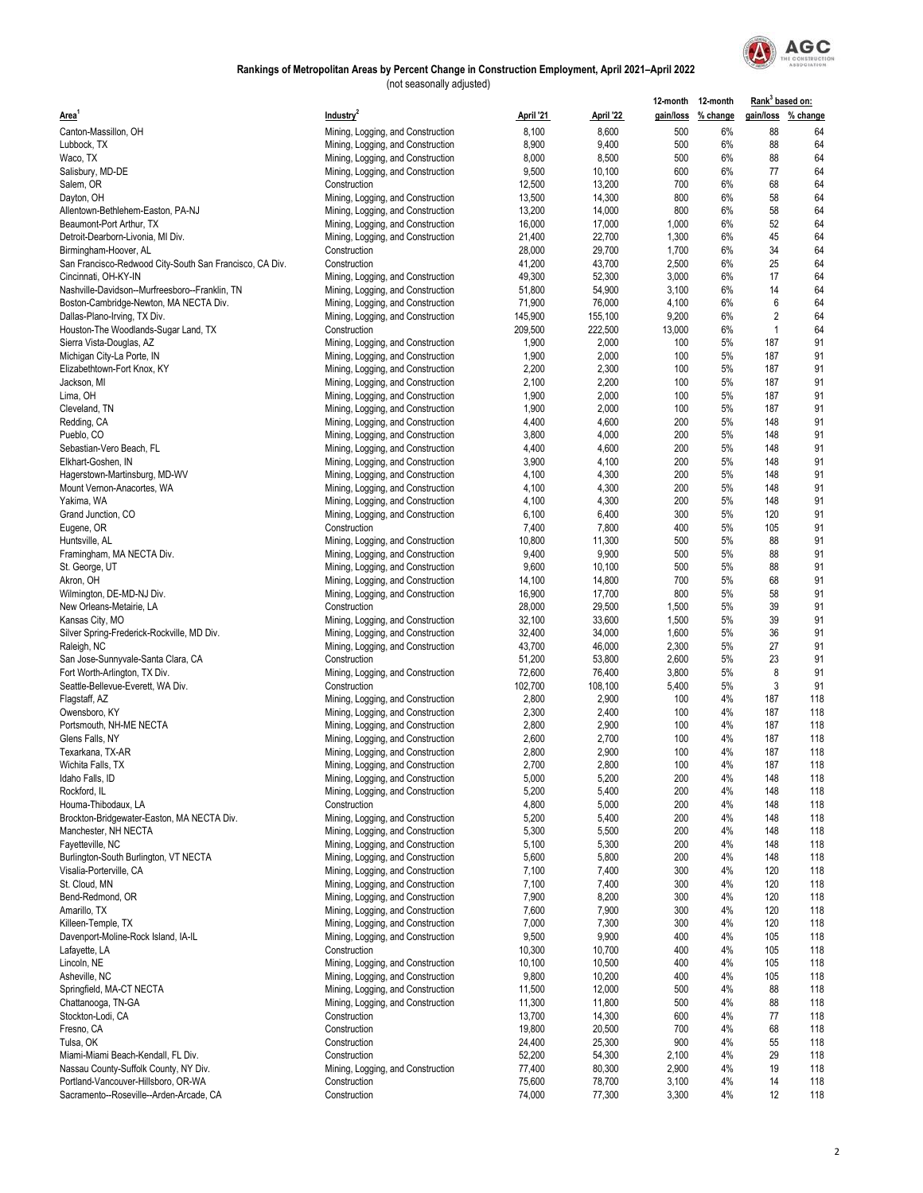## Rankings of Metropolitan Areas by Percent Change in Construction Employment, April 2021–April 2022

(not seasonally adjusted)

| Area[1] | Industry[2] | April '21 | April '22 | 12-month gain/loss | 12-month % change | Rank[3] based on: gain/loss | Rank[3] based on: % change |
|---|---|---|---|---|---|---|---|
| Canton-Massillon, OH | Mining, Logging, and Construction | 8,100 | 8,600 | 500 | 6% | 88 | 64 |
| Lubbock, TX | Mining, Logging, and Construction | 8,900 | 9,400 | 500 | 6% | 88 | 64 |
| Waco, TX | Mining, Logging, and Construction | 8,000 | 8,500 | 500 | 6% | 88 | 64 |
| Salisbury, MD-DE | Mining, Logging, and Construction | 9,500 | 10,100 | 600 | 6% | 77 | 64 |
| Salem, OR | Construction | 12,500 | 13,200 | 700 | 6% | 68 | 64 |
| Dayton, OH | Mining, Logging, and Construction | 13,500 | 14,300 | 800 | 6% | 58 | 64 |
| Allentown-Bethlehem-Easton, PA-NJ | Mining, Logging, and Construction | 13,200 | 14,000 | 800 | 6% | 58 | 64 |
| Beaumont-Port Arthur, TX | Mining, Logging, and Construction | 16,000 | 17,000 | 1,000 | 6% | 52 | 64 |
| Detroit-Dearborn-Livonia, MI Div. | Mining, Logging, and Construction | 21,400 | 22,700 | 1,300 | 6% | 45 | 64 |
| Birmingham-Hoover, AL | Construction | 28,000 | 29,700 | 1,700 | 6% | 34 | 64 |
| San Francisco-Redwood City-South San Francisco, CA Div. | Construction | 41,200 | 43,700 | 2,500 | 6% | 25 | 64 |
| Cincinnati, OH-KY-IN | Mining, Logging, and Construction | 49,300 | 52,300 | 3,000 | 6% | 17 | 64 |
| Nashville-Davidson--Murfreesboro--Franklin, TN | Mining, Logging, and Construction | 51,800 | 54,900 | 3,100 | 6% | 14 | 64 |
| Boston-Cambridge-Newton, MA NECTA Div. | Mining, Logging, and Construction | 71,900 | 76,000 | 4,100 | 6% | 6 | 64 |
| Dallas-Plano-Irving, TX Div. | Mining, Logging, and Construction | 145,900 | 155,100 | 9,200 | 6% | 2 | 64 |
| Houston-The Woodlands-Sugar Land, TX | Construction | 209,500 | 222,500 | 13,000 | 6% | 1 | 64 |
| Sierra Vista-Douglas, AZ | Mining, Logging, and Construction | 1,900 | 2,000 | 100 | 5% | 187 | 91 |
| Michigan City-La Porte, IN | Mining, Logging, and Construction | 1,900 | 2,000 | 100 | 5% | 187 | 91 |
| Elizabethtown-Fort Knox, KY | Mining, Logging, and Construction | 2,200 | 2,300 | 100 | 5% | 187 | 91 |
| Jackson, MI | Mining, Logging, and Construction | 2,100 | 2,200 | 100 | 5% | 187 | 91 |
| Lima, OH | Mining, Logging, and Construction | 1,900 | 2,000 | 100 | 5% | 187 | 91 |
| Cleveland, TN | Mining, Logging, and Construction | 1,900 | 2,000 | 100 | 5% | 187 | 91 |
| Redding, CA | Mining, Logging, and Construction | 4,400 | 4,600 | 200 | 5% | 148 | 91 |
| Pueblo, CO | Mining, Logging, and Construction | 3,800 | 4,000 | 200 | 5% | 148 | 91 |
| Sebastian-Vero Beach, FL | Mining, Logging, and Construction | 4,400 | 4,600 | 200 | 5% | 148 | 91 |
| Elkhart-Goshen, IN | Mining, Logging, and Construction | 3,900 | 4,100 | 200 | 5% | 148 | 91 |
| Hagerstown-Martinsburg, MD-WV | Mining, Logging, and Construction | 4,100 | 4,300 | 200 | 5% | 148 | 91 |
| Mount Vernon-Anacortes, WA | Mining, Logging, and Construction | 4,100 | 4,300 | 200 | 5% | 148 | 91 |
| Yakima, WA | Mining, Logging, and Construction | 4,100 | 4,300 | 200 | 5% | 148 | 91 |
| Grand Junction, CO | Mining, Logging, and Construction | 6,100 | 6,400 | 300 | 5% | 120 | 91 |
| Eugene, OR | Construction | 7,400 | 7,800 | 400 | 5% | 105 | 91 |
| Huntsville, AL | Mining, Logging, and Construction | 10,800 | 11,300 | 500 | 5% | 88 | 91 |
| Framingham, MA NECTA Div. | Mining, Logging, and Construction | 9,400 | 9,900 | 500 | 5% | 88 | 91 |
| St. George, UT | Mining, Logging, and Construction | 9,600 | 10,100 | 500 | 5% | 88 | 91 |
| Akron, OH | Mining, Logging, and Construction | 14,100 | 14,800 | 700 | 5% | 68 | 91 |
| Wilmington, DE-MD-NJ Div. | Mining, Logging, and Construction | 16,900 | 17,700 | 800 | 5% | 58 | 91 |
| New Orleans-Metairie, LA | Construction | 28,000 | 29,500 | 1,500 | 5% | 39 | 91 |
| Kansas City, MO | Mining, Logging, and Construction | 32,100 | 33,600 | 1,500 | 5% | 39 | 91 |
| Silver Spring-Frederick-Rockville, MD Div. | Mining, Logging, and Construction | 32,400 | 34,000 | 1,600 | 5% | 36 | 91 |
| Raleigh, NC | Mining, Logging, and Construction | 43,700 | 46,000 | 2,300 | 5% | 27 | 91 |
| San Jose-Sunnyvale-Santa Clara, CA | Construction | 51,200 | 53,800 | 2,600 | 5% | 23 | 91 |
| Fort Worth-Arlington, TX Div. | Mining, Logging, and Construction | 72,600 | 76,400 | 3,800 | 5% | 8 | 91 |
| Seattle-Bellevue-Everett, WA Div. | Construction | 102,700 | 108,100 | 5,400 | 5% | 3 | 91 |
| Flagstaff, AZ | Mining, Logging, and Construction | 2,800 | 2,900 | 100 | 4% | 187 | 118 |
| Owensboro, KY | Mining, Logging, and Construction | 2,300 | 2,400 | 100 | 4% | 187 | 118 |
| Portsmouth, NH-ME NECTA | Mining, Logging, and Construction | 2,800 | 2,900 | 100 | 4% | 187 | 118 |
| Glens Falls, NY | Mining, Logging, and Construction | 2,600 | 2,700 | 100 | 4% | 187 | 118 |
| Texarkana, TX-AR | Mining, Logging, and Construction | 2,800 | 2,900 | 100 | 4% | 187 | 118 |
| Wichita Falls, TX | Mining, Logging, and Construction | 2,700 | 2,800 | 100 | 4% | 187 | 118 |
| Idaho Falls, ID | Mining, Logging, and Construction | 5,000 | 5,200 | 200 | 4% | 148 | 118 |
| Rockford, IL | Mining, Logging, and Construction | 5,200 | 5,400 | 200 | 4% | 148 | 118 |
| Houma-Thibodaux, LA | Construction | 4,800 | 5,000 | 200 | 4% | 148 | 118 |
| Brockton-Bridgewater-Easton, MA NECTA Div. | Mining, Logging, and Construction | 5,200 | 5,400 | 200 | 4% | 148 | 118 |
| Manchester, NH NECTA | Mining, Logging, and Construction | 5,300 | 5,500 | 200 | 4% | 148 | 118 |
| Fayetteville, NC | Mining, Logging, and Construction | 5,100 | 5,300 | 200 | 4% | 148 | 118 |
| Burlington-South Burlington, VT NECTA | Mining, Logging, and Construction | 5,600 | 5,800 | 200 | 4% | 148 | 118 |
| Visalia-Porterville, CA | Mining, Logging, and Construction | 7,100 | 7,400 | 300 | 4% | 120 | 118 |
| St. Cloud, MN | Mining, Logging, and Construction | 7,100 | 7,400 | 300 | 4% | 120 | 118 |
| Bend-Redmond, OR | Mining, Logging, and Construction | 7,900 | 8,200 | 300 | 4% | 120 | 118 |
| Amarillo, TX | Mining, Logging, and Construction | 7,600 | 7,900 | 300 | 4% | 120 | 118 |
| Killeen-Temple, TX | Mining, Logging, and Construction | 7,000 | 7,300 | 300 | 4% | 120 | 118 |
| Davenport-Moline-Rock Island, IA-IL | Mining, Logging, and Construction | 9,500 | 9,900 | 400 | 4% | 105 | 118 |
| Lafayette, LA | Construction | 10,300 | 10,700 | 400 | 4% | 105 | 118 |
| Lincoln, NE | Mining, Logging, and Construction | 10,100 | 10,500 | 400 | 4% | 105 | 118 |
| Asheville, NC | Mining, Logging, and Construction | 9,800 | 10,200 | 400 | 4% | 105 | 118 |
| Springfield, MA-CT NECTA | Mining, Logging, and Construction | 11,500 | 12,000 | 500 | 4% | 88 | 118 |
| Chattanooga, TN-GA | Mining, Logging, and Construction | 11,300 | 11,800 | 500 | 4% | 88 | 118 |
| Stockton-Lodi, CA | Construction | 13,700 | 14,300 | 600 | 4% | 77 | 118 |
| Fresno, CA | Construction | 19,800 | 20,500 | 700 | 4% | 68 | 118 |
| Tulsa, OK | Construction | 24,400 | 25,300 | 900 | 4% | 55 | 118 |
| Miami-Miami Beach-Kendall, FL Div. | Construction | 52,200 | 54,300 | 2,100 | 4% | 29 | 118 |
| Nassau County-Suffolk County, NY Div. | Mining, Logging, and Construction | 77,400 | 80,300 | 2,900 | 4% | 19 | 118 |
| Portland-Vancouver-Hillsboro, OR-WA | Construction | 75,600 | 78,700 | 3,100 | 4% | 14 | 118 |
| Sacramento--Roseville--Arden-Arcade, CA | Construction | 74,000 | 77,300 | 3,300 | 4% | 12 | 118 |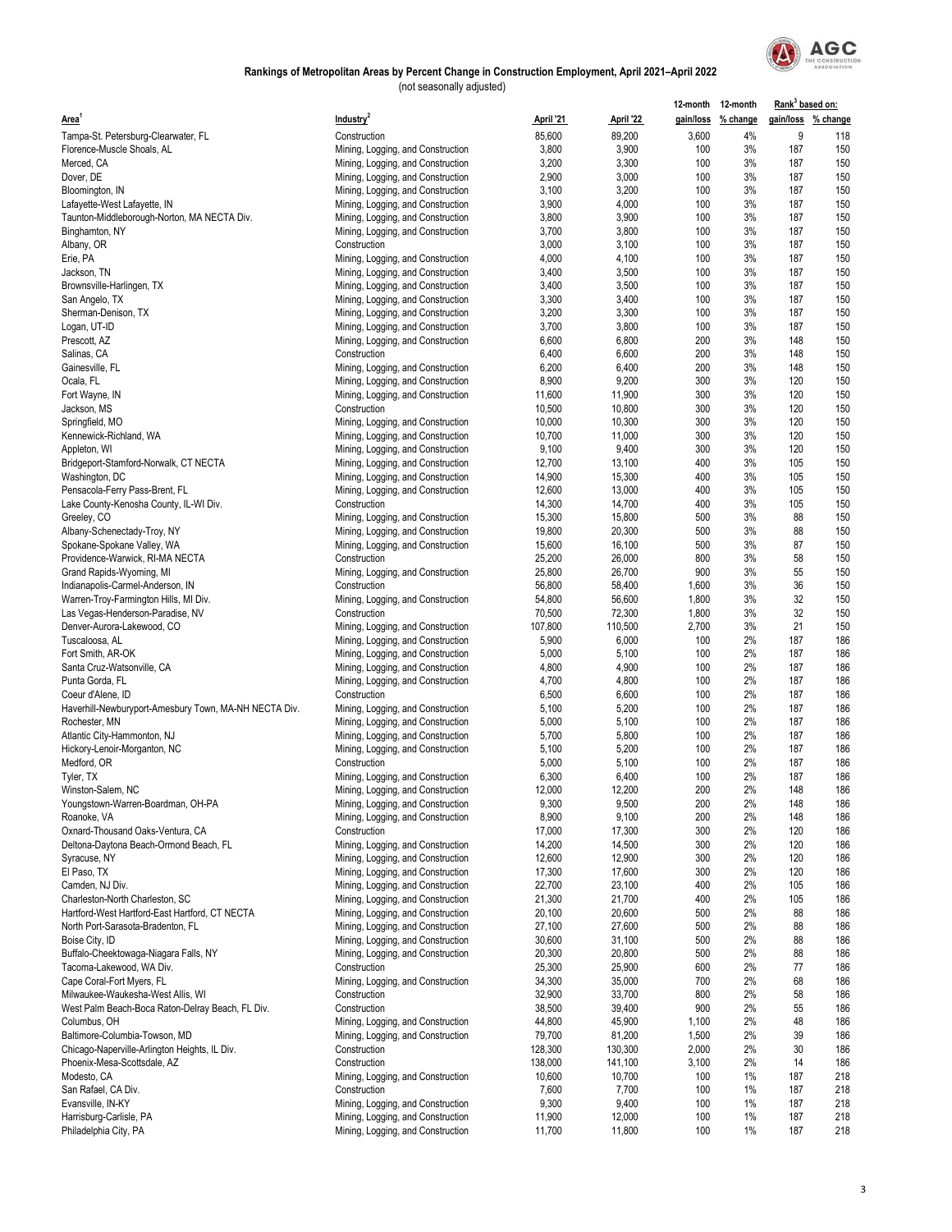**Rankings of Metropolitan Areas by Percent Change in Construction Employment, April 2021–April 2022**
(not seasonally adjusted)

| Area[1] | Industry[2] | April '21 | April '22 | 12-month gain/loss | 12-month % change | Rank[3] based on: gain/loss | Rank[3] based on: % change |
|---|---|---|---|---|---|---|---|
| Tampa-St. Petersburg-Clearwater, FL | Construction | 85,600 | 89,200 | 3,600 | 4% | 9 | 118 |
| Florence-Muscle Shoals, AL | Mining, Logging, and Construction | 3,800 | 3,900 | 100 | 3% | 187 | 150 |
| Merced, CA | Mining, Logging, and Construction | 3,200 | 3,300 | 100 | 3% | 187 | 150 |
| Dover, DE | Mining, Logging, and Construction | 2,900 | 3,000 | 100 | 3% | 187 | 150 |
| Bloomington, IN | Mining, Logging, and Construction | 3,100 | 3,200 | 100 | 3% | 187 | 150 |
| Lafayette-West Lafayette, IN | Mining, Logging, and Construction | 3,900 | 4,000 | 100 | 3% | 187 | 150 |
| Taunton-Middleborough-Norton, MA NECTA Div. | Mining, Logging, and Construction | 3,800 | 3,900 | 100 | 3% | 187 | 150 |
| Binghamton, NY | Mining, Logging, and Construction | 3,700 | 3,800 | 100 | 3% | 187 | 150 |
| Albany, OR | Construction | 3,000 | 3,100 | 100 | 3% | 187 | 150 |
| Erie, PA | Mining, Logging, and Construction | 4,000 | 4,100 | 100 | 3% | 187 | 150 |
| Jackson, TN | Mining, Logging, and Construction | 3,400 | 3,500 | 100 | 3% | 187 | 150 |
| Brownsville-Harlingen, TX | Mining, Logging, and Construction | 3,400 | 3,500 | 100 | 3% | 187 | 150 |
| San Angelo, TX | Mining, Logging, and Construction | 3,300 | 3,400 | 100 | 3% | 187 | 150 |
| Sherman-Denison, TX | Mining, Logging, and Construction | 3,200 | 3,300 | 100 | 3% | 187 | 150 |
| Logan, UT-ID | Mining, Logging, and Construction | 3,700 | 3,800 | 100 | 3% | 187 | 150 |
| Prescott, AZ | Mining, Logging, and Construction | 6,600 | 6,800 | 200 | 3% | 148 | 150 |
| Salinas, CA | Construction | 6,400 | 6,600 | 200 | 3% | 148 | 150 |
| Gainesville, FL | Mining, Logging, and Construction | 6,200 | 6,400 | 200 | 3% | 148 | 150 |
| Ocala, FL | Mining, Logging, and Construction | 8,900 | 9,200 | 300 | 3% | 120 | 150 |
| Fort Wayne, IN | Mining, Logging, and Construction | 11,600 | 11,900 | 300 | 3% | 120 | 150 |
| Jackson, MS | Construction | 10,500 | 10,800 | 300 | 3% | 120 | 150 |
| Springfield, MO | Mining, Logging, and Construction | 10,000 | 10,300 | 300 | 3% | 120 | 150 |
| Kennewick-Richland, WA | Mining, Logging, and Construction | 10,700 | 11,000 | 300 | 3% | 120 | 150 |
| Appleton, WI | Mining, Logging, and Construction | 9,100 | 9,400 | 300 | 3% | 120 | 150 |
| Bridgeport-Stamford-Norwalk, CT NECTA | Mining, Logging, and Construction | 12,700 | 13,100 | 400 | 3% | 105 | 150 |
| Washington, DC | Mining, Logging, and Construction | 14,900 | 15,300 | 400 | 3% | 105 | 150 |
| Pensacola-Ferry Pass-Brent, FL | Mining, Logging, and Construction | 12,600 | 13,000 | 400 | 3% | 105 | 150 |
| Lake County-Kenosha County, IL-WI Div. | Construction | 14,300 | 14,700 | 400 | 3% | 105 | 150 |
| Greeley, CO | Mining, Logging, and Construction | 15,300 | 15,800 | 500 | 3% | 88 | 150 |
| Albany-Schenectady-Troy, NY | Mining, Logging, and Construction | 19,800 | 20,300 | 500 | 3% | 88 | 150 |
| Spokane-Spokane Valley, WA | Mining, Logging, and Construction | 15,600 | 16,100 | 500 | 3% | 87 | 150 |
| Providence-Warwick, RI-MA NECTA | Construction | 25,200 | 26,000 | 800 | 3% | 58 | 150 |
| Grand Rapids-Wyoming, MI | Mining, Logging, and Construction | 25,800 | 26,700 | 900 | 3% | 55 | 150 |
| Indianapolis-Carmel-Anderson, IN | Construction | 56,800 | 58,400 | 1,600 | 3% | 36 | 150 |
| Warren-Troy-Farmington Hills, MI Div. | Mining, Logging, and Construction | 54,800 | 56,600 | 1,800 | 3% | 32 | 150 |
| Las Vegas-Henderson-Paradise, NV | Construction | 70,500 | 72,300 | 1,800 | 3% | 32 | 150 |
| Denver-Aurora-Lakewood, CO | Mining, Logging, and Construction | 107,800 | 110,500 | 2,700 | 3% | 21 | 150 |
| Tuscaloosa, AL | Mining, Logging, and Construction | 5,900 | 6,000 | 100 | 2% | 187 | 186 |
| Fort Smith, AR-OK | Mining, Logging, and Construction | 5,000 | 5,100 | 100 | 2% | 187 | 186 |
| Santa Cruz-Watsonville, CA | Mining, Logging, and Construction | 4,800 | 4,900 | 100 | 2% | 187 | 186 |
| Punta Gorda, FL | Mining, Logging, and Construction | 4,700 | 4,800 | 100 | 2% | 187 | 186 |
| Coeur d'Alene, ID | Construction | 6,500 | 6,600 | 100 | 2% | 187 | 186 |
| Haverhill-Newburyport-Amesbury Town, MA-NH NECTA Div. | Mining, Logging, and Construction | 5,100 | 5,200 | 100 | 2% | 187 | 186 |
| Rochester, MN | Mining, Logging, and Construction | 5,000 | 5,100 | 100 | 2% | 187 | 186 |
| Atlantic City-Hammonton, NJ | Mining, Logging, and Construction | 5,700 | 5,800 | 100 | 2% | 187 | 186 |
| Hickory-Lenoir-Morganton, NC | Mining, Logging, and Construction | 5,100 | 5,200 | 100 | 2% | 187 | 186 |
| Medford, OR | Construction | 5,000 | 5,100 | 100 | 2% | 187 | 186 |
| Tyler, TX | Mining, Logging, and Construction | 6,300 | 6,400 | 100 | 2% | 187 | 186 |
| Winston-Salem, NC | Mining, Logging, and Construction | 12,000 | 12,200 | 200 | 2% | 148 | 186 |
| Youngstown-Warren-Boardman, OH-PA | Mining, Logging, and Construction | 9,300 | 9,500 | 200 | 2% | 148 | 186 |
| Roanoke, VA | Mining, Logging, and Construction | 8,900 | 9,100 | 200 | 2% | 148 | 186 |
| Oxnard-Thousand Oaks-Ventura, CA | Construction | 17,000 | 17,300 | 300 | 2% | 120 | 186 |
| Deltona-Daytona Beach-Ormond Beach, FL | Mining, Logging, and Construction | 14,200 | 14,500 | 300 | 2% | 120 | 186 |
| Syracuse, NY | Mining, Logging, and Construction | 12,600 | 12,900 | 300 | 2% | 120 | 186 |
| El Paso, TX | Mining, Logging, and Construction | 17,300 | 17,600 | 300 | 2% | 120 | 186 |
| Camden, NJ Div. | Mining, Logging, and Construction | 22,700 | 23,100 | 400 | 2% | 105 | 186 |
| Charleston-North Charleston, SC | Mining, Logging, and Construction | 21,300 | 21,700 | 400 | 2% | 105 | 186 |
| Hartford-West Hartford-East Hartford, CT NECTA | Mining, Logging, and Construction | 20,100 | 20,600 | 500 | 2% | 88 | 186 |
| North Port-Sarasota-Bradenton, FL | Mining, Logging, and Construction | 27,100 | 27,600 | 500 | 2% | 88 | 186 |
| Boise City, ID | Mining, Logging, and Construction | 30,600 | 31,100 | 500 | 2% | 88 | 186 |
| Buffalo-Cheektowaga-Niagara Falls, NY | Mining, Logging, and Construction | 20,300 | 20,800 | 500 | 2% | 88 | 186 |
| Tacoma-Lakewood, WA Div. | Construction | 25,300 | 25,900 | 600 | 2% | 77 | 186 |
| Cape Coral-Fort Myers, FL | Mining, Logging, and Construction | 34,300 | 35,000 | 700 | 2% | 68 | 186 |
| Milwaukee-Waukesha-West Allis, WI | Construction | 32,900 | 33,700 | 800 | 2% | 58 | 186 |
| West Palm Beach-Boca Raton-Delray Beach, FL Div. | Construction | 38,500 | 39,400 | 900 | 2% | 55 | 186 |
| Columbus, OH | Mining, Logging, and Construction | 44,800 | 45,900 | 1,100 | 2% | 48 | 186 |
| Baltimore-Columbia-Towson, MD | Mining, Logging, and Construction | 79,700 | 81,200 | 1,500 | 2% | 39 | 186 |
| Chicago-Naperville-Arlington Heights, IL Div. | Construction | 128,300 | 130,300 | 2,000 | 2% | 30 | 186 |
| Phoenix-Mesa-Scottsdale, AZ | Construction | 138,000 | 141,100 | 3,100 | 2% | 14 | 186 |
| Modesto, CA | Mining, Logging, and Construction | 10,600 | 10,700 | 100 | 1% | 187 | 218 |
| San Rafael, CA Div. | Construction | 7,600 | 7,700 | 100 | 1% | 187 | 218 |
| Evansville, IN-KY | Mining, Logging, and Construction | 9,300 | 9,400 | 100 | 1% | 187 | 218 |
| Harrisburg-Carlisle, PA | Mining, Logging, and Construction | 11,900 | 12,000 | 100 | 1% | 187 | 218 |
| Philadelphia City, PA | Mining, Logging, and Construction | 11,700 | 11,800 | 100 | 1% | 187 | 218 |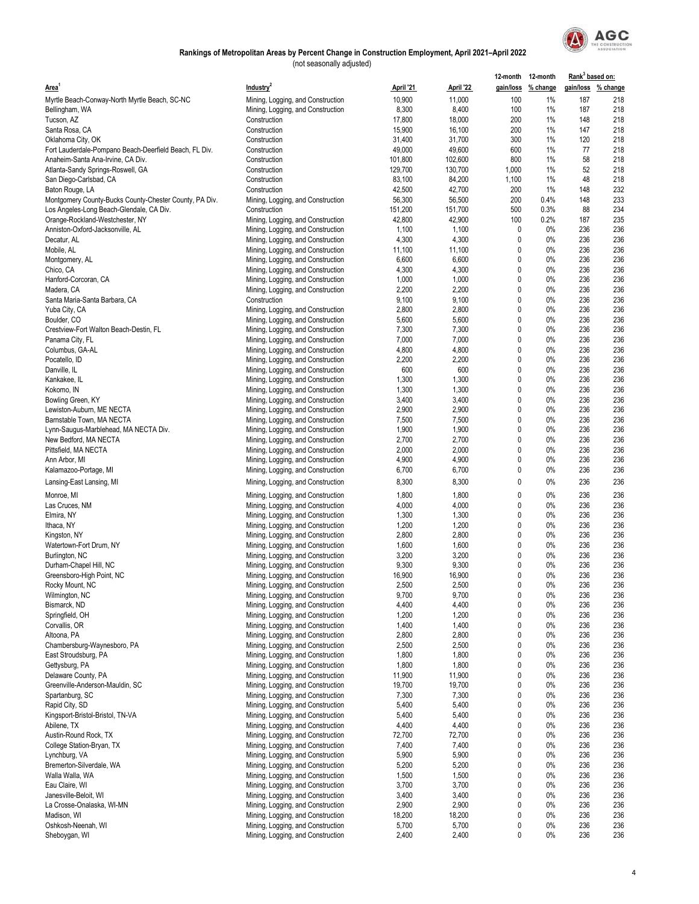## Rankings of Metropolitan Areas by Percent Change in Construction Employment, April 2021–April 2022

(not seasonally adjusted)

| Area[1] | Industry[2] | April '21 | April '22 | 12-month gain/loss | 12-month % change | Rank[3] based on: gain/loss | Rank[3] based on: % change |
|---|---|---|---|---|---|---|---|
| Myrtle Beach-Conway-North Myrtle Beach, SC-NC | Mining, Logging, and Construction | 10,900 | 11,000 | 100 | 1% | 187 | 218 |
| Bellingham, WA | Mining, Logging, and Construction | 8,300 | 8,400 | 100 | 1% | 187 | 218 |
| Tucson, AZ | Construction | 17,800 | 18,000 | 200 | 1% | 148 | 218 |
| Santa Rosa, CA | Construction | 15,900 | 16,100 | 200 | 1% | 147 | 218 |
| Oklahoma City, OK | Construction | 31,400 | 31,700 | 300 | 1% | 120 | 218 |
| Fort Lauderdale-Pompano Beach-Deerfield Beach, FL Div. | Construction | 49,000 | 49,600 | 600 | 1% | 77 | 218 |
| Anaheim-Santa Ana-Irvine, CA Div. | Construction | 101,800 | 102,600 | 800 | 1% | 58 | 218 |
| Atlanta-Sandy Springs-Roswell, GA | Construction | 129,700 | 130,700 | 1,000 | 1% | 52 | 218 |
| San Diego-Carlsbad, CA | Construction | 83,100 | 84,200 | 1,100 | 1% | 48 | 218 |
| Baton Rouge, LA | Construction | 42,500 | 42,700 | 200 | 1% | 148 | 232 |
| Montgomery County-Bucks County-Chester County, PA Div. | Mining, Logging, and Construction | 56,300 | 56,500 | 200 | 0.4% | 148 | 233 |
| Los Angeles-Long Beach-Glendale, CA Div. | Construction | 151,200 | 151,700 | 500 | 0.3% | 88 | 234 |
| Orange-Rockland-Westchester, NY | Mining, Logging, and Construction | 42,800 | 42,900 | 100 | 0.2% | 187 | 235 |
| Anniston-Oxford-Jacksonville, AL | Mining, Logging, and Construction | 1,100 | 1,100 | 0 | 0% | 236 | 236 |
| Decatur, AL | Mining, Logging, and Construction | 4,300 | 4,300 | 0 | 0% | 236 | 236 |
| Mobile, AL | Mining, Logging, and Construction | 11,100 | 11,100 | 0 | 0% | 236 | 236 |
| Montgomery, AL | Mining, Logging, and Construction | 6,600 | 6,600 | 0 | 0% | 236 | 236 |
| Chico, CA | Mining, Logging, and Construction | 4,300 | 4,300 | 0 | 0% | 236 | 236 |
| Hanford-Corcoran, CA | Mining, Logging, and Construction | 1,000 | 1,000 | 0 | 0% | 236 | 236 |
| Madera, CA | Mining, Logging, and Construction | 2,200 | 2,200 | 0 | 0% | 236 | 236 |
| Santa Maria-Santa Barbara, CA | Construction | 9,100 | 9,100 | 0 | 0% | 236 | 236 |
| Yuba City, CA | Mining, Logging, and Construction | 2,800 | 2,800 | 0 | 0% | 236 | 236 |
| Boulder, CO | Mining, Logging, and Construction | 5,600 | 5,600 | 0 | 0% | 236 | 236 |
| Crestview-Fort Walton Beach-Destin, FL | Mining, Logging, and Construction | 7,300 | 7,300 | 0 | 0% | 236 | 236 |
| Panama City, FL | Mining, Logging, and Construction | 7,000 | 7,000 | 0 | 0% | 236 | 236 |
| Columbus, GA-AL | Mining, Logging, and Construction | 4,800 | 4,800 | 0 | 0% | 236 | 236 |
| Pocatello, ID | Mining, Logging, and Construction | 2,200 | 2,200 | 0 | 0% | 236 | 236 |
| Danville, IL | Mining, Logging, and Construction | 600 | 600 | 0 | 0% | 236 | 236 |
| Kankakee, IL | Mining, Logging, and Construction | 1,300 | 1,300 | 0 | 0% | 236 | 236 |
| Kokomo, IN | Mining, Logging, and Construction | 1,300 | 1,300 | 0 | 0% | 236 | 236 |
| Bowling Green, KY | Mining, Logging, and Construction | 3,400 | 3,400 | 0 | 0% | 236 | 236 |
| Lewiston-Auburn, ME NECTA | Mining, Logging, and Construction | 2,900 | 2,900 | 0 | 0% | 236 | 236 |
| Barnstable Town, MA NECTA | Mining, Logging, and Construction | 7,500 | 7,500 | 0 | 0% | 236 | 236 |
| Lynn-Saugus-Marblehead, MA NECTA Div. | Mining, Logging, and Construction | 1,900 | 1,900 | 0 | 0% | 236 | 236 |
| New Bedford, MA NECTA | Mining, Logging, and Construction | 2,700 | 2,700 | 0 | 0% | 236 | 236 |
| Pittsfield, MA NECTA | Mining, Logging, and Construction | 2,000 | 2,000 | 0 | 0% | 236 | 236 |
| Ann Arbor, MI | Mining, Logging, and Construction | 4,900 | 4,900 | 0 | 0% | 236 | 236 |
| Kalamazoo-Portage, MI | Mining, Logging, and Construction | 6,700 | 6,700 | 0 | 0% | 236 | 236 |
| Lansing-East Lansing, MI | Mining, Logging, and Construction | 8,300 | 8,300 | 0 | 0% | 236 | 236 |
| Monroe, MI | Mining, Logging, and Construction | 1,800 | 1,800 | 0 | 0% | 236 | 236 |
| Las Cruces, NM | Mining, Logging, and Construction | 4,000 | 4,000 | 0 | 0% | 236 | 236 |
| Elmira, NY | Mining, Logging, and Construction | 1,300 | 1,300 | 0 | 0% | 236 | 236 |
| Ithaca, NY | Mining, Logging, and Construction | 1,200 | 1,200 | 0 | 0% | 236 | 236 |
| Kingston, NY | Mining, Logging, and Construction | 2,800 | 2,800 | 0 | 0% | 236 | 236 |
| Watertown-Fort Drum, NY | Mining, Logging, and Construction | 1,600 | 1,600 | 0 | 0% | 236 | 236 |
| Burlington, NC | Mining, Logging, and Construction | 3,200 | 3,200 | 0 | 0% | 236 | 236 |
| Durham-Chapel Hill, NC | Mining, Logging, and Construction | 9,300 | 9,300 | 0 | 0% | 236 | 236 |
| Greensboro-High Point, NC | Mining, Logging, and Construction | 16,900 | 16,900 | 0 | 0% | 236 | 236 |
| Rocky Mount, NC | Mining, Logging, and Construction | 2,500 | 2,500 | 0 | 0% | 236 | 236 |
| Wilmington, NC | Mining, Logging, and Construction | 9,700 | 9,700 | 0 | 0% | 236 | 236 |
| Bismarck, ND | Mining, Logging, and Construction | 4,400 | 4,400 | 0 | 0% | 236 | 236 |
| Springfield, OH | Mining, Logging, and Construction | 1,200 | 1,200 | 0 | 0% | 236 | 236 |
| Corvallis, OR | Mining, Logging, and Construction | 1,400 | 1,400 | 0 | 0% | 236 | 236 |
| Altoona, PA | Mining, Logging, and Construction | 2,800 | 2,800 | 0 | 0% | 236 | 236 |
| Chambersburg-Waynesboro, PA | Mining, Logging, and Construction | 2,500 | 2,500 | 0 | 0% | 236 | 236 |
| East Stroudsburg, PA | Mining, Logging, and Construction | 1,800 | 1,800 | 0 | 0% | 236 | 236 |
| Gettysburg, PA | Mining, Logging, and Construction | 1,800 | 1,800 | 0 | 0% | 236 | 236 |
| Delaware County, PA | Mining, Logging, and Construction | 11,900 | 11,900 | 0 | 0% | 236 | 236 |
| Greenville-Anderson-Mauldin, SC | Mining, Logging, and Construction | 19,700 | 19,700 | 0 | 0% | 236 | 236 |
| Spartanburg, SC | Mining, Logging, and Construction | 7,300 | 7,300 | 0 | 0% | 236 | 236 |
| Rapid City, SD | Mining, Logging, and Construction | 5,400 | 5,400 | 0 | 0% | 236 | 236 |
| Kingsport-Bristol-Bristol, TN-VA | Mining, Logging, and Construction | 5,400 | 5,400 | 0 | 0% | 236 | 236 |
| Abilene, TX | Mining, Logging, and Construction | 4,400 | 4,400 | 0 | 0% | 236 | 236 |
| Austin-Round Rock, TX | Mining, Logging, and Construction | 72,700 | 72,700 | 0 | 0% | 236 | 236 |
| College Station-Bryan, TX | Mining, Logging, and Construction | 7,400 | 7,400 | 0 | 0% | 236 | 236 |
| Lynchburg, VA | Mining, Logging, and Construction | 5,900 | 5,900 | 0 | 0% | 236 | 236 |
| Bremerton-Silverdale, WA | Mining, Logging, and Construction | 5,200 | 5,200 | 0 | 0% | 236 | 236 |
| Walla Walla, WA | Mining, Logging, and Construction | 1,500 | 1,500 | 0 | 0% | 236 | 236 |
| Eau Claire, WI | Mining, Logging, and Construction | 3,700 | 3,700 | 0 | 0% | 236 | 236 |
| Janesville-Beloit, WI | Mining, Logging, and Construction | 3,400 | 3,400 | 0 | 0% | 236 | 236 |
| La Crosse-Onalaska, WI-MN | Mining, Logging, and Construction | 2,900 | 2,900 | 0 | 0% | 236 | 236 |
| Madison, WI | Mining, Logging, and Construction | 18,200 | 18,200 | 0 | 0% | 236 | 236 |
| Oshkosh-Neenah, WI | Mining, Logging, and Construction | 5,700 | 5,700 | 0 | 0% | 236 | 236 |
| Sheboygan, WI | Mining, Logging, and Construction | 2,400 | 2,400 | 0 | 0% | 236 | 236 |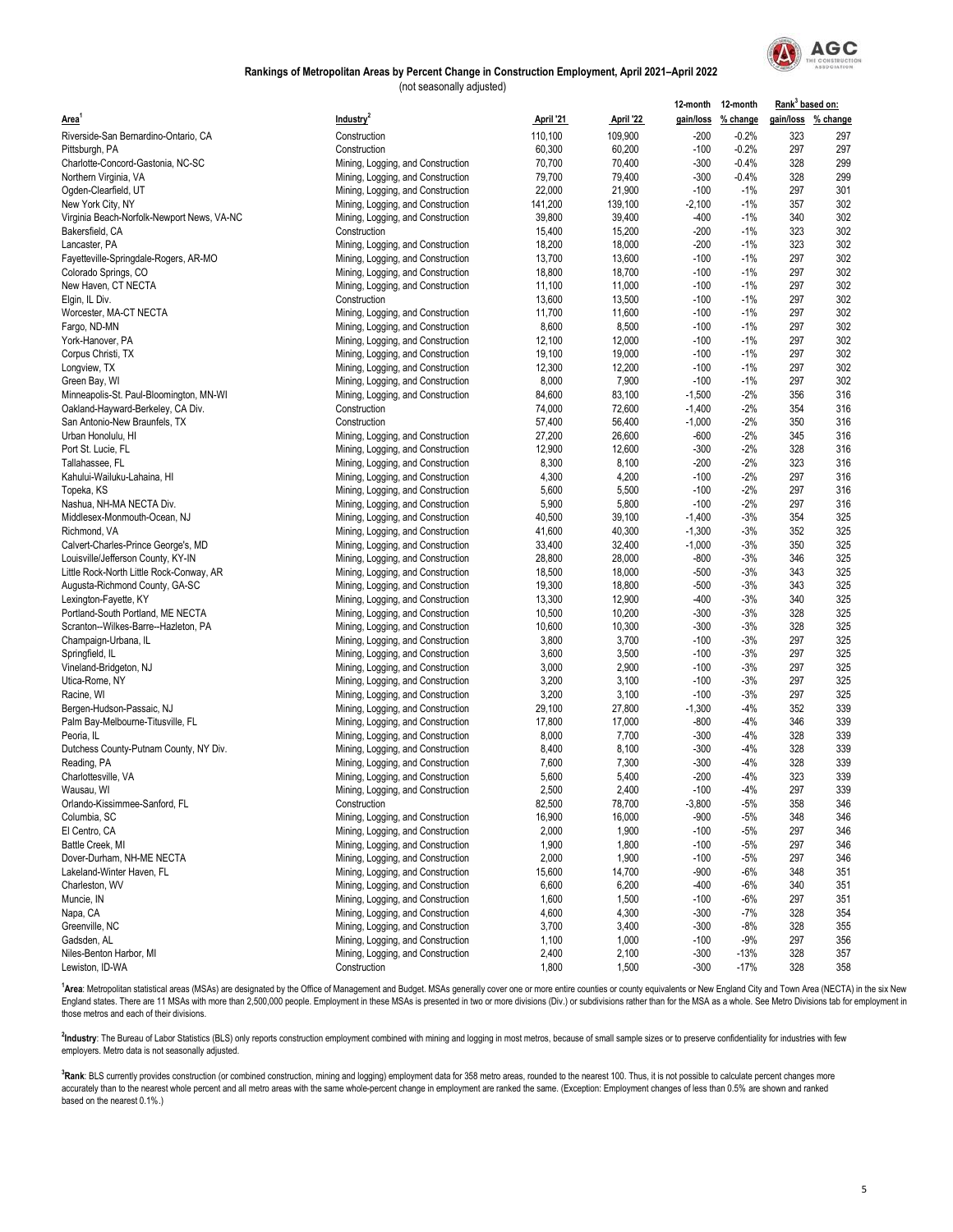## Rankings of Metropolitan Areas by Percent Change in Construction Employment, April 2021–April 2022

(not seasonally adjusted)

| Area[1] | Industry[2] | April '21 | April '22 | 12-month gain/loss | 12-month % change | Rank[3] based on: gain/loss | Rank[3] based on: % change |
|---|---|---|---|---|---|---|---|
| Riverside-San Bernardino-Ontario, CA | Construction | 110,100 | 109,900 | -200 | -0.2% | 323 | 297 |
| Pittsburgh, PA | Construction | 60,300 | 60,200 | -100 | -0.2% | 297 | 297 |
| Charlotte-Concord-Gastonia, NC-SC | Mining, Logging, and Construction | 70,700 | 70,400 | -300 | -0.4% | 328 | 299 |
| Northern Virginia, VA | Mining, Logging, and Construction | 79,700 | 79,400 | -300 | -0.4% | 328 | 299 |
| Ogden-Clearfield, UT | Mining, Logging, and Construction | 22,000 | 21,900 | -100 | -1% | 297 | 301 |
| New York City, NY | Mining, Logging, and Construction | 141,200 | 139,100 | -2,100 | -1% | 357 | 302 |
| Virginia Beach-Norfolk-Newport News, VA-NC | Mining, Logging, and Construction | 39,800 | 39,400 | -400 | -1% | 340 | 302 |
| Bakersfield, CA | Construction | 15,400 | 15,200 | -200 | -1% | 323 | 302 |
| Lancaster, PA | Mining, Logging, and Construction | 18,200 | 18,000 | -200 | -1% | 323 | 302 |
| Fayetteville-Springdale-Rogers, AR-MO | Mining, Logging, and Construction | 13,700 | 13,600 | -100 | -1% | 297 | 302 |
| Colorado Springs, CO | Mining, Logging, and Construction | 18,800 | 18,700 | -100 | -1% | 297 | 302 |
| New Haven, CT NECTA | Mining, Logging, and Construction | 11,100 | 11,000 | -100 | -1% | 297 | 302 |
| Elgin, IL Div. | Construction | 13,600 | 13,500 | -100 | -1% | 297 | 302 |
| Worcester, MA-CT NECTA | Mining, Logging, and Construction | 11,700 | 11,600 | -100 | -1% | 297 | 302 |
| Fargo, ND-MN | Mining, Logging, and Construction | 8,600 | 8,500 | -100 | -1% | 297 | 302 |
| York-Hanover, PA | Mining, Logging, and Construction | 12,100 | 12,000 | -100 | -1% | 297 | 302 |
| Corpus Christi, TX | Mining, Logging, and Construction | 19,100 | 19,000 | -100 | -1% | 297 | 302 |
| Longview, TX | Mining, Logging, and Construction | 12,300 | 12,200 | -100 | -1% | 297 | 302 |
| Green Bay, WI | Mining, Logging, and Construction | 8,000 | 7,900 | -100 | -1% | 297 | 302 |
| Minneapolis-St. Paul-Bloomington, MN-WI | Mining, Logging, and Construction | 84,600 | 83,100 | -1,500 | -2% | 356 | 316 |
| Oakland-Hayward-Berkeley, CA Div. | Construction | 74,000 | 72,600 | -1,400 | -2% | 354 | 316 |
| San Antonio-New Braunfels, TX | Construction | 57,400 | 56,400 | -1,000 | -2% | 350 | 316 |
| Urban Honolulu, HI | Mining, Logging, and Construction | 27,200 | 26,600 | -600 | -2% | 345 | 316 |
| Port St. Lucie, FL | Mining, Logging, and Construction | 12,900 | 12,600 | -300 | -2% | 328 | 316 |
| Tallahassee, FL | Mining, Logging, and Construction | 8,300 | 8,100 | -200 | -2% | 323 | 316 |
| Kahului-Wailuku-Lahaina, HI | Mining, Logging, and Construction | 4,300 | 4,200 | -100 | -2% | 297 | 316 |
| Topeka, KS | Mining, Logging, and Construction | 5,600 | 5,500 | -100 | -2% | 297 | 316 |
| Nashua, NH-MA NECTA Div. | Mining, Logging, and Construction | 5,900 | 5,800 | -100 | -2% | 297 | 316 |
| Middlesex-Monmouth-Ocean, NJ | Mining, Logging, and Construction | 40,500 | 39,100 | -1,400 | -3% | 354 | 325 |
| Richmond, VA | Mining, Logging, and Construction | 41,600 | 40,300 | -1,300 | -3% | 352 | 325 |
| Calvert-Charles-Prince George's, MD | Mining, Logging, and Construction | 33,400 | 32,400 | -1,000 | -3% | 350 | 325 |
| Louisville/Jefferson County, KY-IN | Mining, Logging, and Construction | 28,800 | 28,000 | -800 | -3% | 346 | 325 |
| Little Rock-North Little Rock-Conway, AR | Mining, Logging, and Construction | 18,500 | 18,000 | -500 | -3% | 343 | 325 |
| Augusta-Richmond County, GA-SC | Mining, Logging, and Construction | 19,300 | 18,800 | -500 | -3% | 343 | 325 |
| Lexington-Fayette, KY | Mining, Logging, and Construction | 13,300 | 12,900 | -400 | -3% | 340 | 325 |
| Portland-South Portland, ME NECTA | Mining, Logging, and Construction | 10,500 | 10,200 | -300 | -3% | 328 | 325 |
| Scranton--Wilkes-Barre--Hazleton, PA | Mining, Logging, and Construction | 10,600 | 10,300 | -300 | -3% | 328 | 325 |
| Champaign-Urbana, IL | Mining, Logging, and Construction | 3,800 | 3,700 | -100 | -3% | 297 | 325 |
| Springfield, IL | Mining, Logging, and Construction | 3,600 | 3,500 | -100 | -3% | 297 | 325 |
| Vineland-Bridgeton, NJ | Mining, Logging, and Construction | 3,000 | 2,900 | -100 | -3% | 297 | 325 |
| Utica-Rome, NY | Mining, Logging, and Construction | 3,200 | 3,100 | -100 | -3% | 297 | 325 |
| Racine, WI | Mining, Logging, and Construction | 3,200 | 3,100 | -100 | -3% | 297 | 325 |
| Bergen-Hudson-Passaic, NJ | Mining, Logging, and Construction | 29,100 | 27,800 | -1,300 | -4% | 352 | 339 |
| Palm Bay-Melbourne-Titusville, FL | Mining, Logging, and Construction | 17,800 | 17,000 | -800 | -4% | 346 | 339 |
| Peoria, IL | Mining, Logging, and Construction | 8,000 | 7,700 | -300 | -4% | 328 | 339 |
| Dutchess County-Putnam County, NY Div. | Mining, Logging, and Construction | 8,400 | 8,100 | -300 | -4% | 328 | 339 |
| Reading, PA | Mining, Logging, and Construction | 7,600 | 7,300 | -300 | -4% | 328 | 339 |
| Charlottesville, VA | Mining, Logging, and Construction | 5,600 | 5,400 | -200 | -4% | 323 | 339 |
| Wausau, WI | Mining, Logging, and Construction | 2,500 | 2,400 | -100 | -4% | 297 | 339 |
| Orlando-Kissimmee-Sanford, FL | Construction | 82,500 | 78,700 | -3,800 | -5% | 358 | 346 |
| Columbia, SC | Mining, Logging, and Construction | 16,900 | 16,000 | -900 | -5% | 348 | 346 |
| El Centro, CA | Mining, Logging, and Construction | 2,000 | 1,900 | -100 | -5% | 297 | 346 |
| Battle Creek, MI | Mining, Logging, and Construction | 1,900 | 1,800 | -100 | -5% | 297 | 346 |
| Dover-Durham, NH-ME NECTA | Mining, Logging, and Construction | 2,000 | 1,900 | -100 | -5% | 297 | 346 |
| Lakeland-Winter Haven, FL | Mining, Logging, and Construction | 15,600 | 14,700 | -900 | -6% | 348 | 351 |
| Charleston, WV | Mining, Logging, and Construction | 6,600 | 6,200 | -400 | -6% | 340 | 351 |
| Muncie, IN | Mining, Logging, and Construction | 1,600 | 1,500 | -100 | -6% | 297 | 351 |
| Napa, CA | Mining, Logging, and Construction | 4,600 | 4,300 | -300 | -7% | 328 | 354 |
| Greenville, NC | Mining, Logging, and Construction | 3,700 | 3,400 | -300 | -8% | 328 | 355 |
| Gadsden, AL | Mining, Logging, and Construction | 1,100 | 1,000 | -100 | -9% | 297 | 356 |
| Niles-Benton Harbor, MI | Mining, Logging, and Construction | 2,400 | 2,100 | -300 | -13% | 328 | 357 |
| Lewiston, ID-WA | Construction | 1,800 | 1,500 | -300 | -17% | 328 | 358 |

[1]**Area**: Metropolitan statistical areas (MSAs) are designated by the Office of Management and Budget. MSAs generally cover one or more entire counties or county equivalents or New England City and Town Area (NECTA) in the six New England states. There are 11 MSAs with more than 2,500,000 people. Employment in these MSAs is presented in two or more divisions (Div.) or subdivisions rather than for the MSA as a whole. See Metro Divisions tab for employment in those metros and each of their divisions.

[2]**Industry**: The Bureau of Labor Statistics (BLS) only reports construction employment combined with mining and logging in most metros, because of small sample sizes or to preserve confidentiality for industries with few employers. Metro data is not seasonally adjusted.

[3]**Rank**: BLS currently provides construction (or combined construction, mining and logging) employment data for 358 metro areas, rounded to the nearest 100. Thus, it is not possible to calculate percent changes more accurately than to the nearest whole percent and all metro areas with the same whole-percent change in employment are ranked the same. (Exception: Employment changes of less than 0.5% are shown and ranked based on the nearest 0.1%.)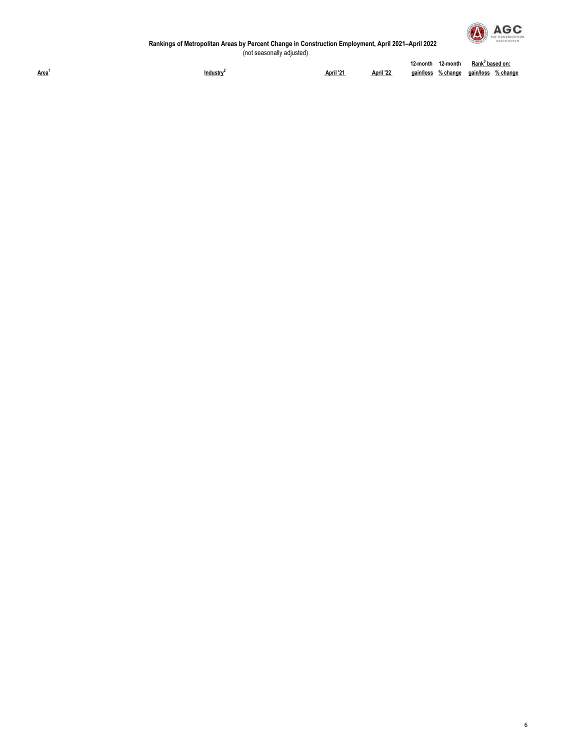**Rankings of Metropolitan Areas by Percent Change in Construction Employment, April 2021–April 2022**

(not seasonally adjusted)

| Area[1] | Industry[2] | April '21 | April '22 | 12-month gain/loss | 12-month % change | Rank[3] based on: gain/loss | Rank[3] based on: % change |
|---|---|---|---|---|---|---|---|